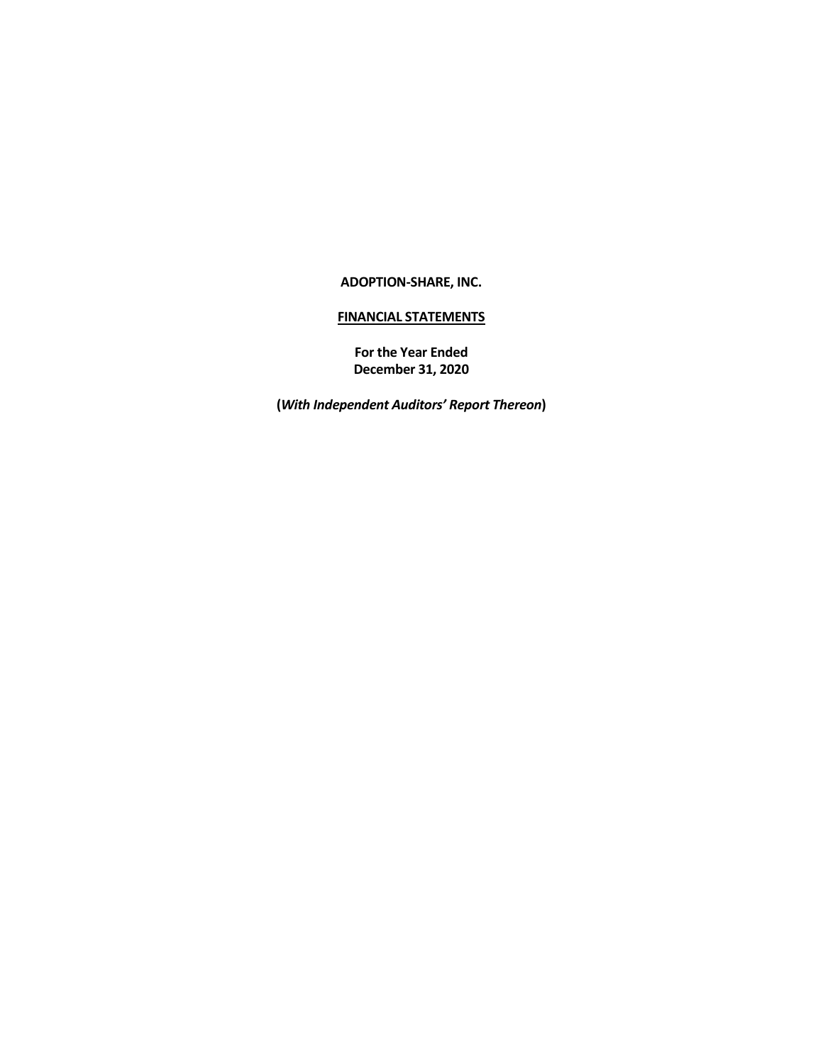# ADOPTION-SHARE, INC.

## FINANCIAL STATEMENTS

**For the Year Ended**
**December 31, 2020**

**(*With Independent Auditors' Report Thereon*)**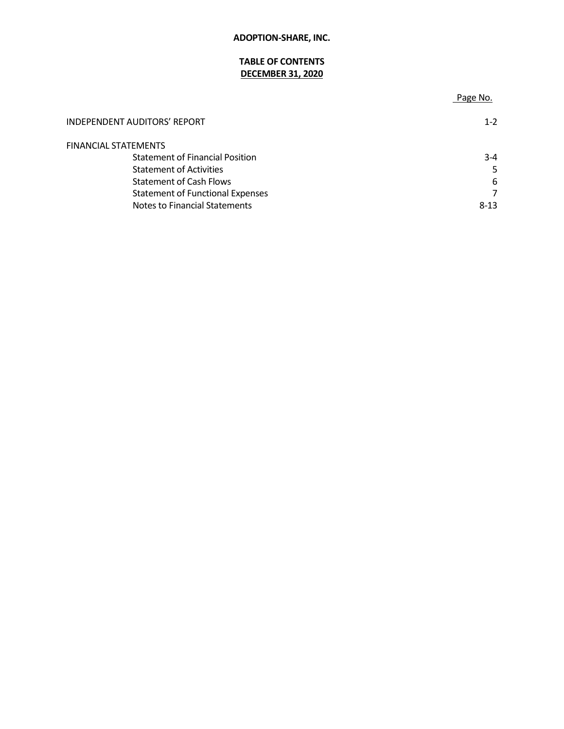**ADOPTION-SHARE, INC.**

**TABLE OF CONTENTS**
**DECEMBER 31, 2020**

| | Page No. |
|---|---|
| INDEPENDENT AUDITORS' REPORT | 1-2 |
| FINANCIAL STATEMENTS | |
| Statement of Financial Position | 3-4 |
| Statement of Activities | 5 |
| Statement of Cash Flows | 6 |
| Statement of Functional Expenses | 7 |
| Notes to Financial Statements | 8-13 |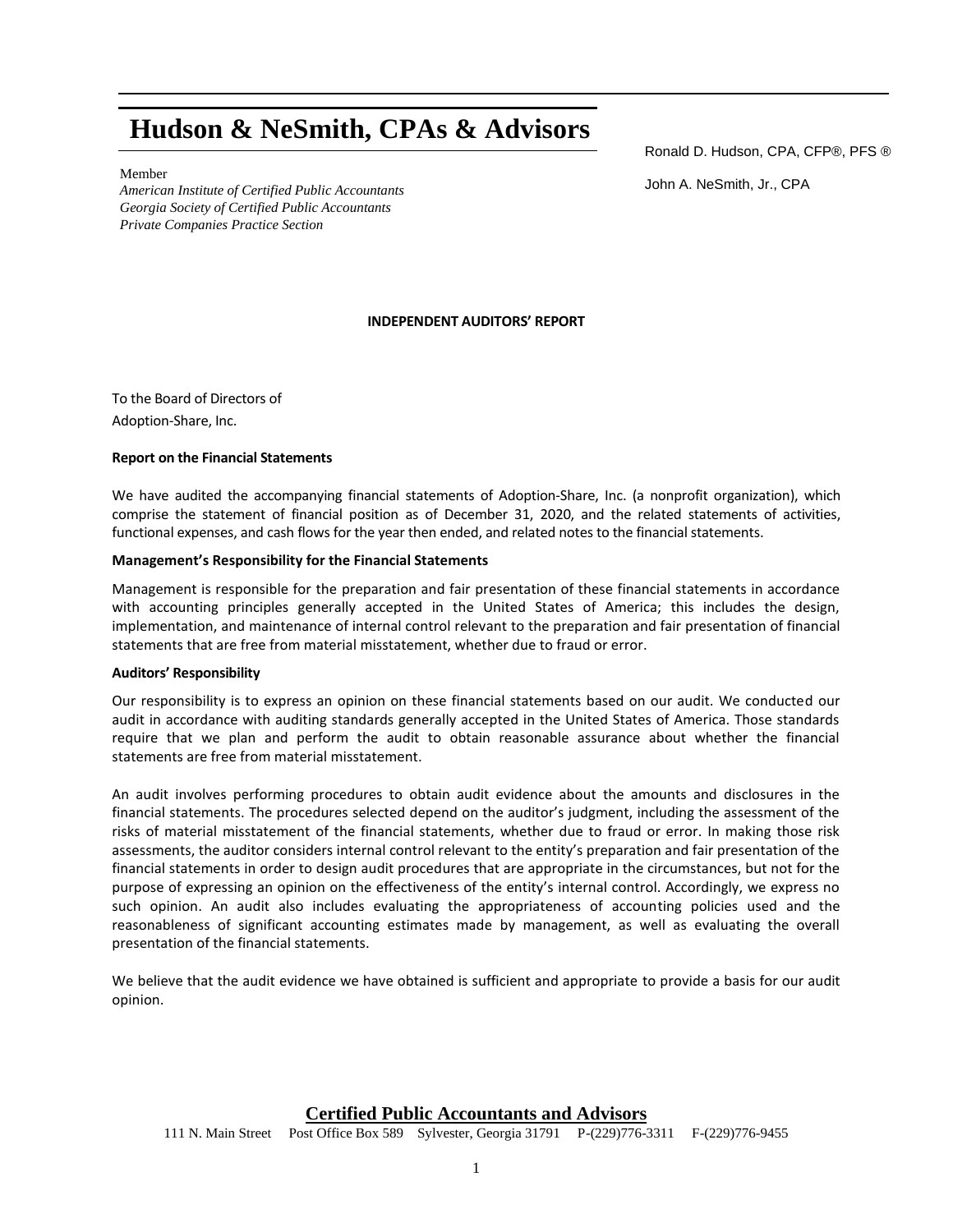# Hudson & NeSmith, CPAs & Advisors

Member
*American Institute of Certified Public Accountants*
*Georgia Society of Certified Public Accountants*
*Private Companies Practice Section*

Ronald D. Hudson, CPA, CFP®, PFS ®

John A. NeSmith, Jr., CPA

**INDEPENDENT AUDITORS' REPORT**

To the Board of Directors of
Adoption-Share, Inc.

**Report on the Financial Statements**

We have audited the accompanying financial statements of Adoption-Share, Inc. (a nonprofit organization), which comprise the statement of financial position as of December 31, 2020, and the related statements of activities, functional expenses, and cash flows for the year then ended, and related notes to the financial statements.

**Management's Responsibility for the Financial Statements**

Management is responsible for the preparation and fair presentation of these financial statements in accordance with accounting principles generally accepted in the United States of America; this includes the design, implementation, and maintenance of internal control relevant to the preparation and fair presentation of financial statements that are free from material misstatement, whether due to fraud or error.

**Auditors' Responsibility**

Our responsibility is to express an opinion on these financial statements based on our audit. We conducted our audit in accordance with auditing standards generally accepted in the United States of America. Those standards require that we plan and perform the audit to obtain reasonable assurance about whether the financial statements are free from material misstatement.

An audit involves performing procedures to obtain audit evidence about the amounts and disclosures in the financial statements. The procedures selected depend on the auditor's judgment, including the assessment of the risks of material misstatement of the financial statements, whether due to fraud or error. In making those risk assessments, the auditor considers internal control relevant to the entity's preparation and fair presentation of the financial statements in order to design audit procedures that are appropriate in the circumstances, but not for the purpose of expressing an opinion on the effectiveness of the entity's internal control. Accordingly, we express no such opinion. An audit also includes evaluating the appropriateness of accounting policies used and the reasonableness of significant accounting estimates made by management, as well as evaluating the overall presentation of the financial statements.

We believe that the audit evidence we have obtained is sufficient and appropriate to provide a basis for our audit opinion.

**Certified Public Accountants and Advisors**
111 N. Main Street Post Office Box 589 Sylvester, Georgia 31791 P-(229)776-3311 F-(229)776-9455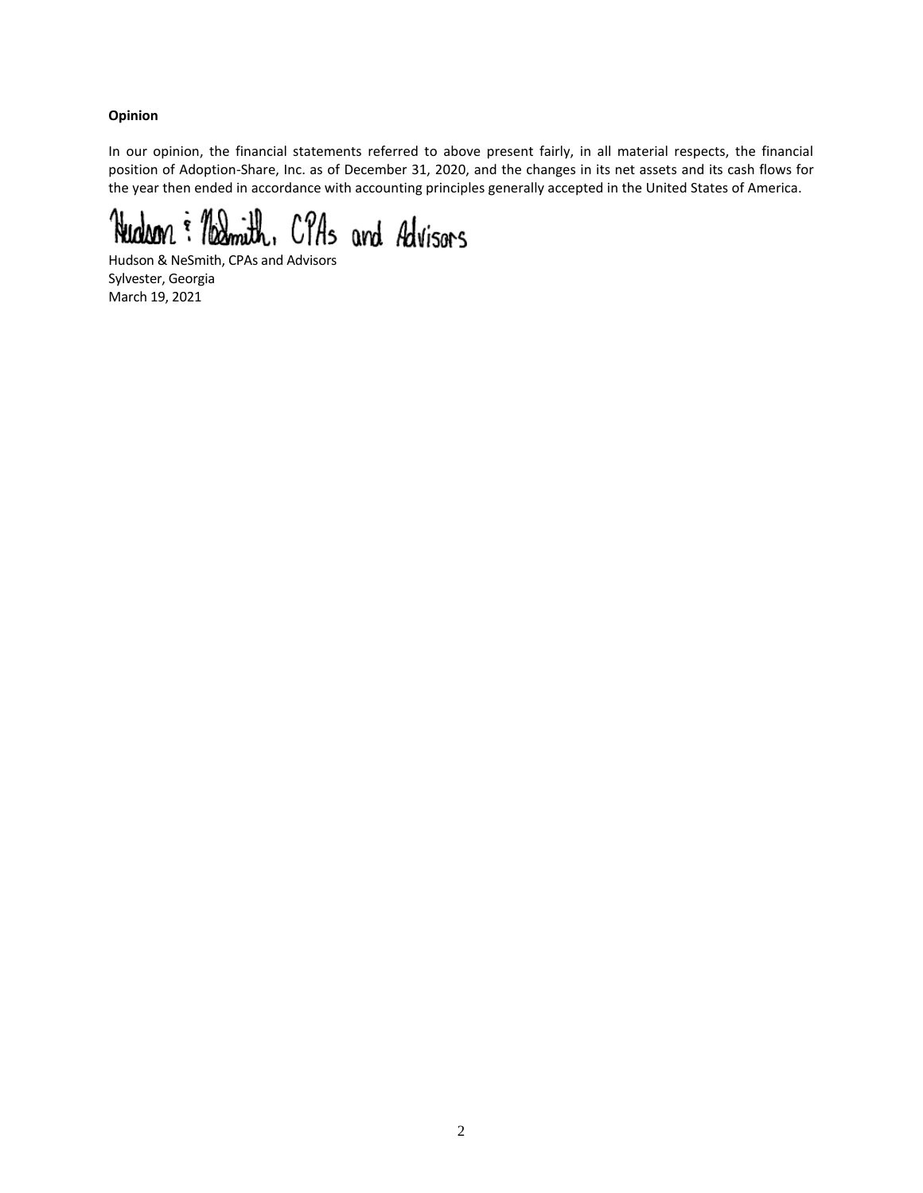**Opinion**

In our opinion, the financial statements referred to above present fairly, in all material respects, the financial position of Adoption-Share, Inc. as of December 31, 2020, and the changes in its net assets and its cash flows for the year then ended in accordance with accounting principles generally accepted in the United States of America.

Hudson & NeSmith, CPAs and Advisors

Hudson & NeSmith, CPAs and Advisors
Sylvester, Georgia
March 19, 2021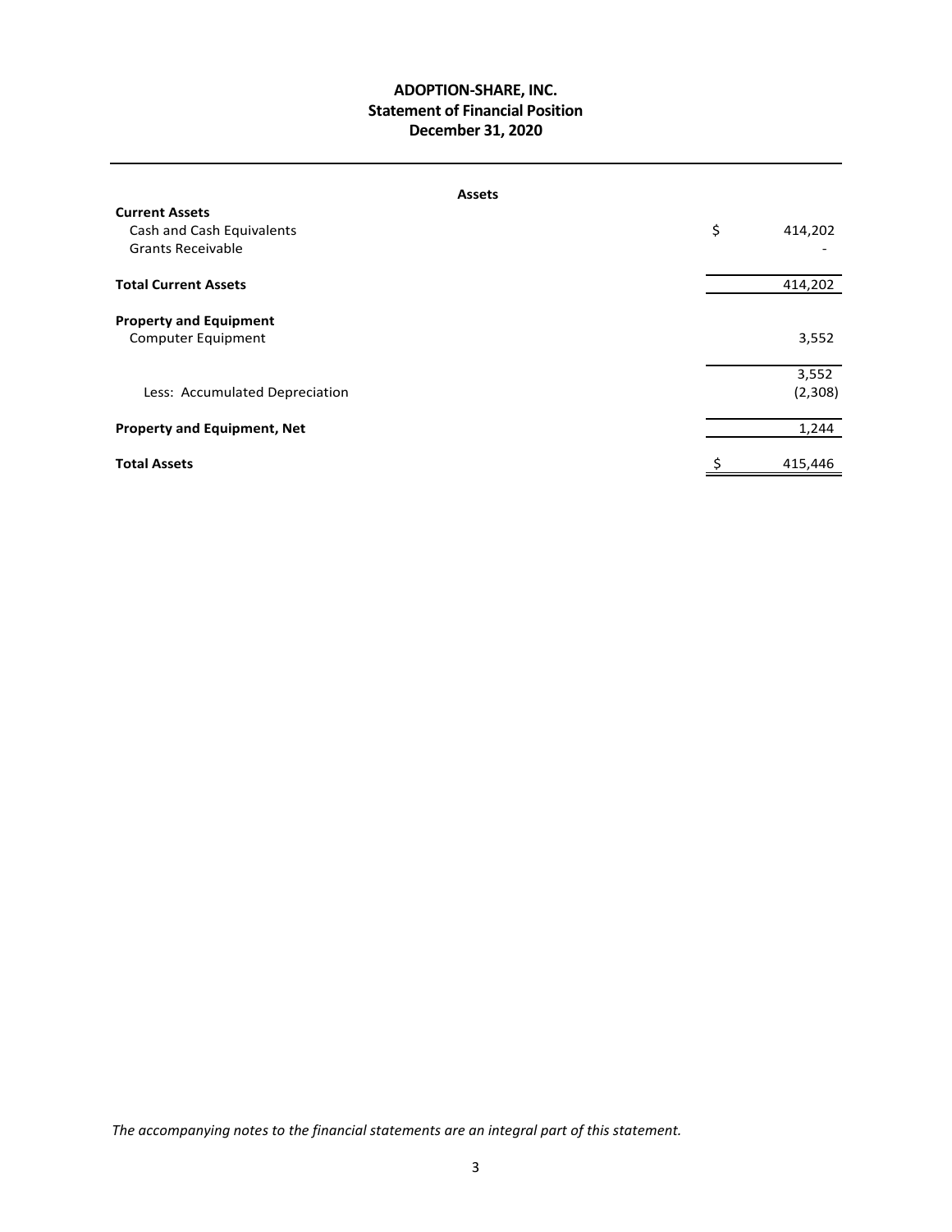# ADOPTION-SHARE, INC.
## Statement of Financial Position
### December 31, 2020

| **Assets** | |
|---|---|
| **Current Assets** | |
| Cash and Cash Equivalents | $ 414,202 |
| Grants Receivable | - |
| **Total Current Assets** | 414,202 |
| **Property and Equipment** | |
| Computer Equipment | 3,552 |
| | 3,552 |
| Less: Accumulated Depreciation | (2,308) |
| **Property and Equipment, Net** | 1,244 |
| **Total Assets** | $ 415,446 |

*The accompanying notes to the financial statements are an integral part of this statement.*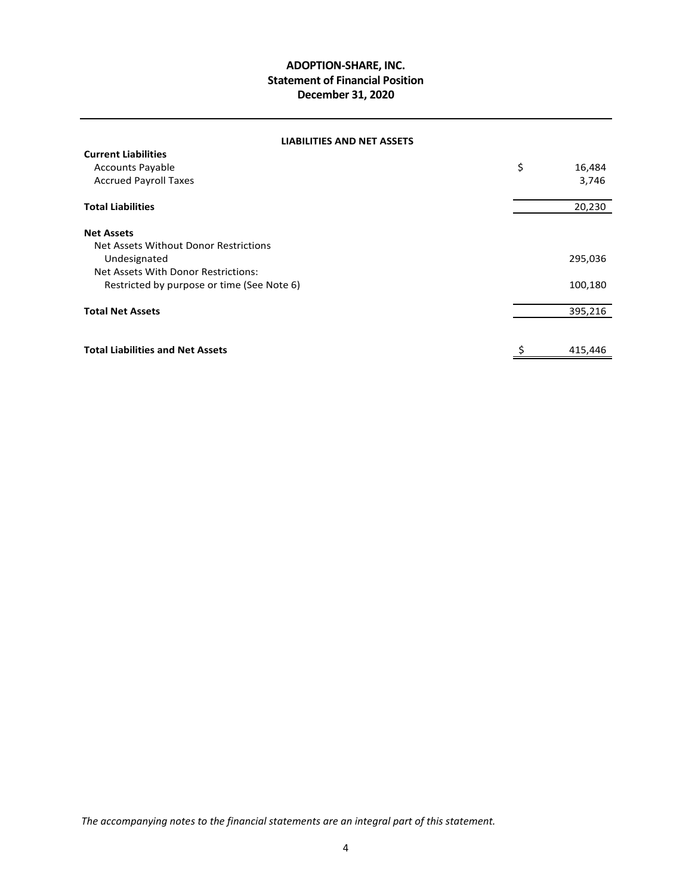# ADOPTION-SHARE, INC.
## Statement of Financial Position
### December 31, 2020

**LIABILITIES AND NET ASSETS**

| | |
|---|---|
| **Current Liabilities** | |
| Accounts Payable | $ 16,484 |
| Accrued Payroll Taxes | 3,746 |
| **Total Liabilities** | 20,230 |
| **Net Assets** | |
| Net Assets Without Donor Restrictions | |
| Undesignated | 295,036 |
| Net Assets With Donor Restrictions: | |
| Restricted by purpose or time (See Note 6) | 100,180 |
| **Total Net Assets** | 395,216 |
| **Total Liabilities and Net Assets** | $ 415,446 |

*The accompanying notes to the financial statements are an integral part of this statement.*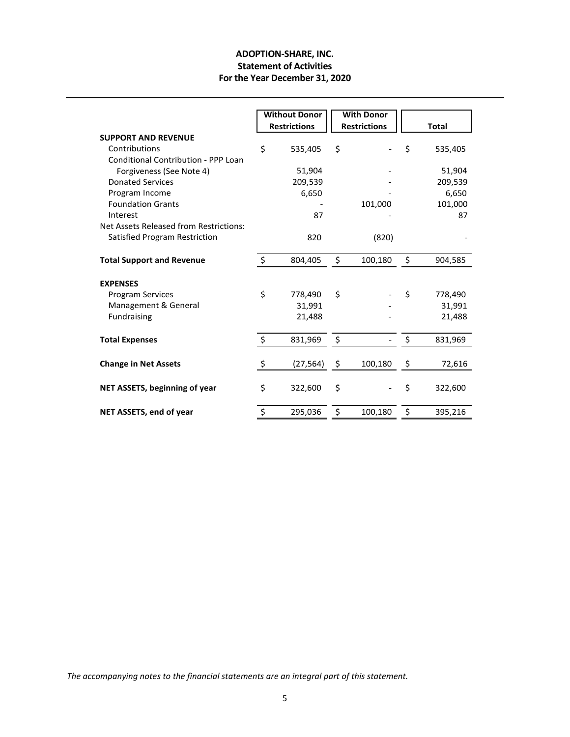# ADOPTION-SHARE, INC.
## Statement of Activities
### For the Year December 31, 2020

| | Without Donor Restrictions | With Donor Restrictions | Total |
|---|---|---|---|
| **SUPPORT AND REVENUE** | | | |
| Contributions | $ 535,405 | $ - | $ 535,405 |
| Conditional Contribution - PPP Loan Forgiveness (See Note 4) | 51,904 | - | 51,904 |
| Donated Services | 209,539 | - | 209,539 |
| Program Income | 6,650 | - | 6,650 |
| Foundation Grants | - | 101,000 | 101,000 |
| Interest | 87 | - | 87 |
| Net Assets Released from Restrictions: | | | |
| Satisfied Program Restriction | 820 | (820) | - |
| **Total Support and Revenue** | $ 804,405 | $ 100,180 | $ 904,585 |
| **EXPENSES** | | | |
| Program Services | $ 778,490 | $ - | $ 778,490 |
| Management & General | 31,991 | - | 31,991 |
| Fundraising | 21,488 | - | 21,488 |
| **Total Expenses** | $ 831,969 | $ - | $ 831,969 |
| **Change in Net Assets** | $ (27,564) | $ 100,180 | $ 72,616 |
| **NET ASSETS, beginning of year** | $ 322,600 | $ - | $ 322,600 |
| **NET ASSETS, end of year** | $ 295,036 | $ 100,180 | $ 395,216 |

*The accompanying notes to the financial statements are an integral part of this statement.*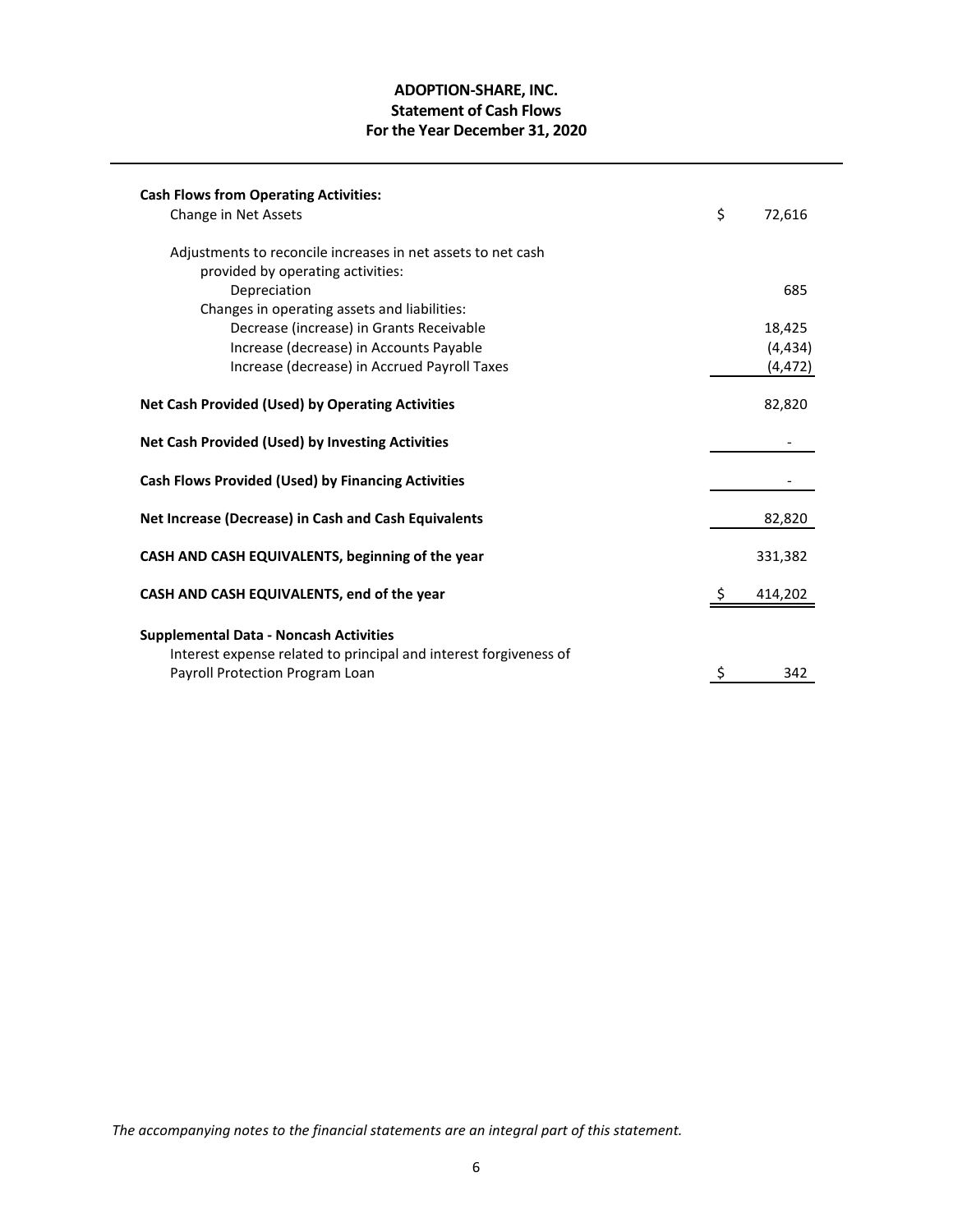# ADOPTION-SHARE, INC.
## Statement of Cash Flows
### For the Year December 31, 2020

| | |
|---|---|
| **Cash Flows from Operating Activities:** | |
| Change in Net Assets | $ 72,616 |
| Adjustments to reconcile increases in net assets to net cash provided by operating activities: | |
| Depreciation | 685 |
| Changes in operating assets and liabilities: | |
| Decrease (increase) in Grants Receivable | 18,425 |
| Increase (decrease) in Accounts Payable | (4,434) |
| Increase (decrease) in Accrued Payroll Taxes | (4,472) |
| **Net Cash Provided (Used) by Operating Activities** | 82,820 |
| **Net Cash Provided (Used) by Investing Activities** | - |
| **Cash Flows Provided (Used) by Financing Activities** | - |
| **Net Increase (Decrease) in Cash and Cash Equivalents** | 82,820 |
| **CASH AND CASH EQUIVALENTS, beginning of the year** | 331,382 |
| **CASH AND CASH EQUIVALENTS, end of the year** | $ 414,202 |
| **Supplemental Data - Noncash Activities** | |
| Interest expense related to principal and interest forgiveness of Payroll Protection Program Loan | $ 342 |

*The accompanying notes to the financial statements are an integral part of this statement.*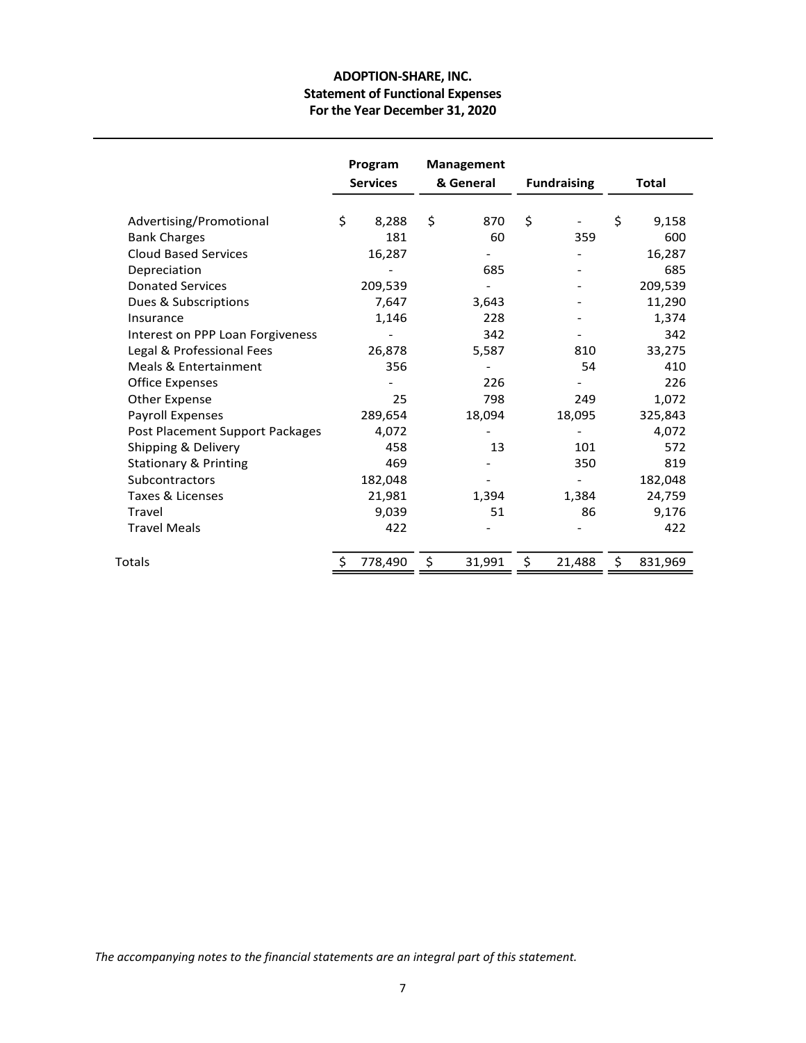# ADOPTION-SHARE, INC.
## Statement of Functional Expenses
### For the Year December 31, 2020

| | Program Services | Management & General | Fundraising | Total |
|---|---|---|---|---|
| Advertising/Promotional | $ 8,288 | $ 870 | $ - | $ 9,158 |
| Bank Charges | 181 | 60 | 359 | 600 |
| Cloud Based Services | 16,287 | - | - | 16,287 |
| Depreciation | - | 685 | - | 685 |
| Donated Services | 209,539 | - | - | 209,539 |
| Dues & Subscriptions | 7,647 | 3,643 | - | 11,290 |
| Insurance | 1,146 | 228 | - | 1,374 |
| Interest on PPP Loan Forgiveness | - | 342 | - | 342 |
| Legal & Professional Fees | 26,878 | 5,587 | 810 | 33,275 |
| Meals & Entertainment | 356 | - | 54 | 410 |
| Office Expenses | - | 226 | - | 226 |
| Other Expense | 25 | 798 | 249 | 1,072 |
| Payroll Expenses | 289,654 | 18,094 | 18,095 | 325,843 |
| Post Placement Support Packages | 4,072 | - | - | 4,072 |
| Shipping & Delivery | 458 | 13 | 101 | 572 |
| Stationary & Printing | 469 | - | 350 | 819 |
| Subcontractors | 182,048 | - | - | 182,048 |
| Taxes & Licenses | 21,981 | 1,394 | 1,384 | 24,759 |
| Travel | 9,039 | 51 | 86 | 9,176 |
| Travel Meals | 422 | - | - | 422 |
| Totals | $ 778,490 | $ 31,991 | $ 21,488 | $ 831,969 |

*The accompanying notes to the financial statements are an integral part of this statement.*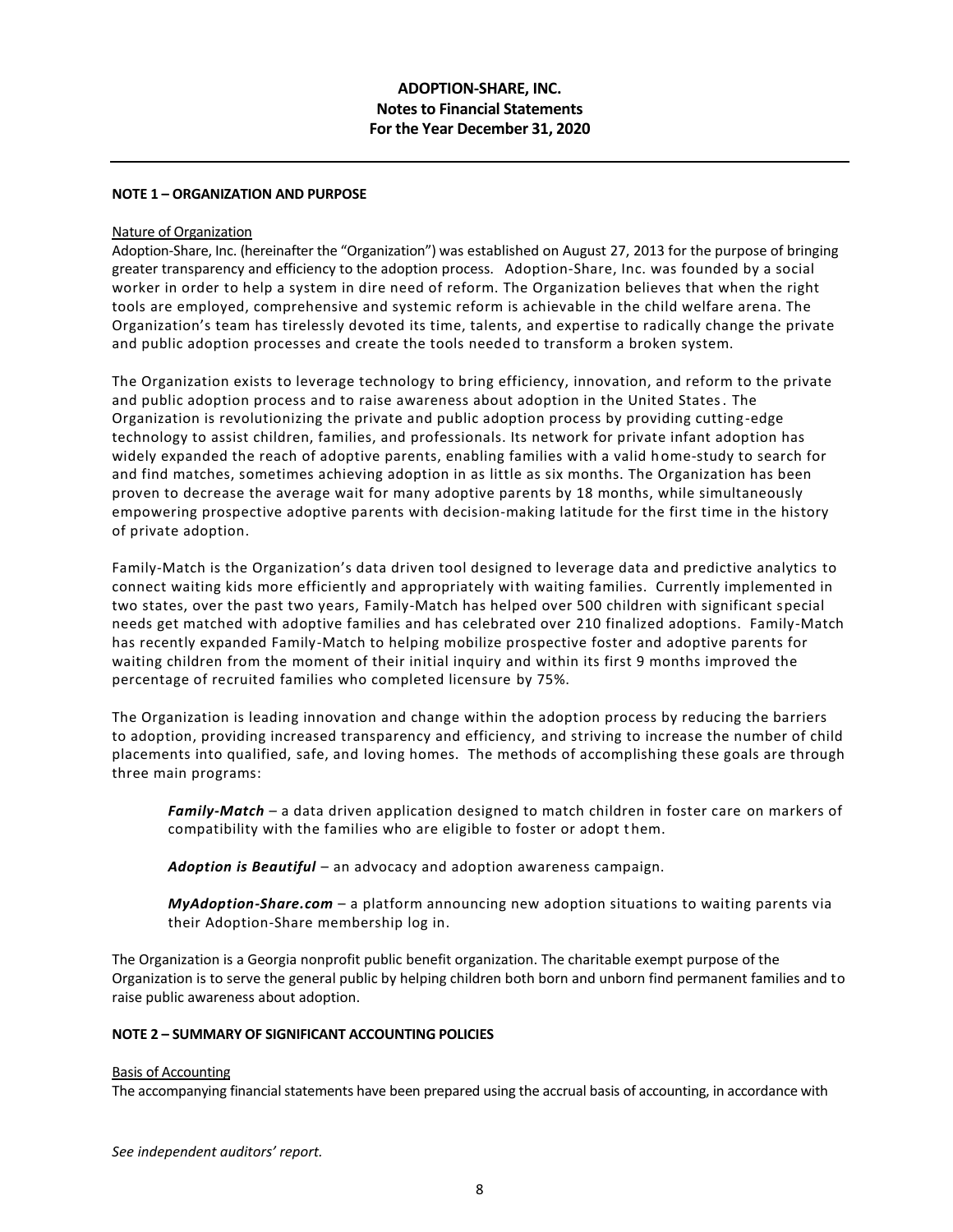**ADOPTION-SHARE, INC.**
**Notes to Financial Statements**
**For the Year December 31, 2020**

**NOTE 1 – ORGANIZATION AND PURPOSE**

Nature of Organization

Adoption-Share, Inc. (hereinafter the "Organization") was established on August 27, 2013 for the purpose of bringing greater transparency and efficiency to the adoption process. Adoption-Share, Inc. was founded by a social worker in order to help a system in dire need of reform. The Organization believes that when the right tools are employed, comprehensive and systemic reform is achievable in the child welfare arena. The Organization's team has tirelessly devoted its time, talents, and expertise to radically change the private and public adoption processes and create the tools needed to transform a broken system.

The Organization exists to leverage technology to bring efficiency, innovation, and reform to the private and public adoption process and to raise awareness about adoption in the United States. The Organization is revolutionizing the private and public adoption process by providing cutting-edge technology to assist children, families, and professionals. Its network for private infant adoption has widely expanded the reach of adoptive parents, enabling families with a valid home-study to search for and find matches, sometimes achieving adoption in as little as six months. The Organization has been proven to decrease the average wait for many adoptive parents by 18 months, while simultaneously empowering prospective adoptive parents with decision-making latitude for the first time in the history of private adoption.

Family-Match is the Organization's data driven tool designed to leverage data and predictive analytics to connect waiting kids more efficiently and appropriately with waiting families. Currently implemented in two states, over the past two years, Family-Match has helped over 500 children with significant special needs get matched with adoptive families and has celebrated over 210 finalized adoptions. Family-Match has recently expanded Family-Match to helping mobilize prospective foster and adoptive parents for waiting children from the moment of their initial inquiry and within its first 9 months improved the percentage of recruited families who completed licensure by 75%.

The Organization is leading innovation and change within the adoption process by reducing the barriers to adoption, providing increased transparency and efficiency, and striving to increase the number of child placements into qualified, safe, and loving homes. The methods of accomplishing these goals are through three main programs:

> ***Family-Match*** – a data driven application designed to match children in foster care on markers of compatibility with the families who are eligible to foster or adopt them.
>
> ***Adoption is Beautiful*** – an advocacy and adoption awareness campaign.
>
> ***MyAdoption-Share.com*** – a platform announcing new adoption situations to waiting parents via their Adoption-Share membership log in.

The Organization is a Georgia nonprofit public benefit organization. The charitable exempt purpose of the Organization is to serve the general public by helping children both born and unborn find permanent families and to raise public awareness about adoption.

**NOTE 2 – SUMMARY OF SIGNIFICANT ACCOUNTING POLICIES**

Basis of Accounting

The accompanying financial statements have been prepared using the accrual basis of accounting, in accordance with

*See independent auditors' report.*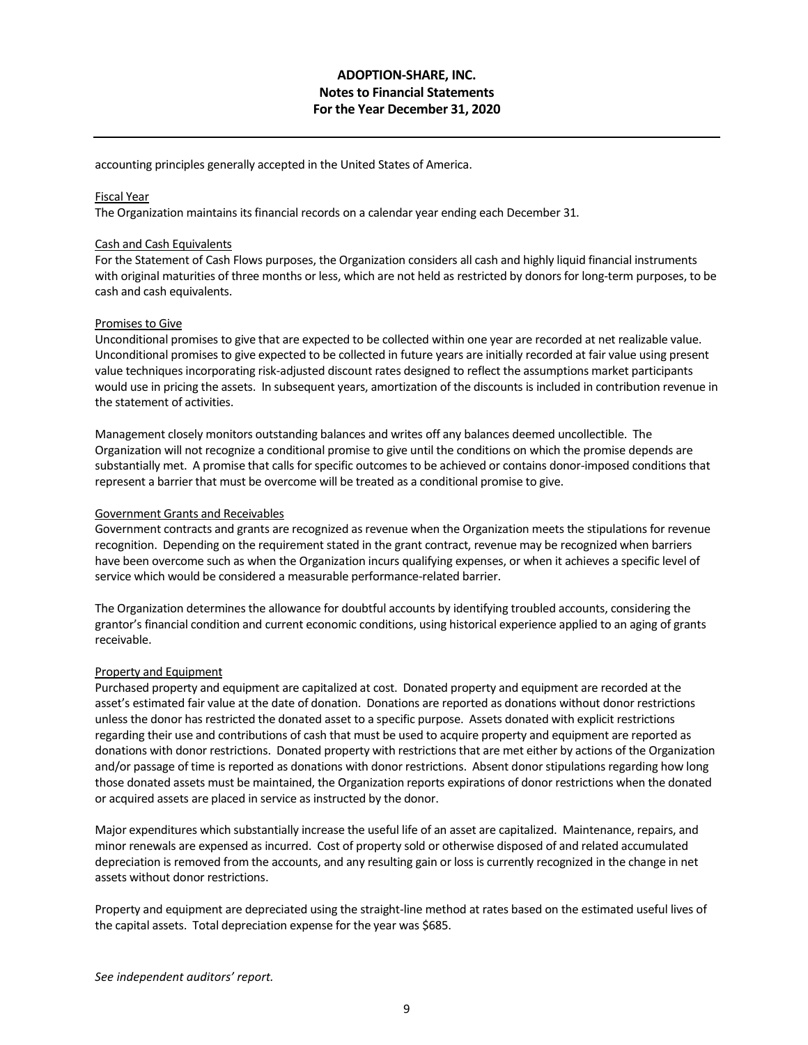accounting principles generally accepted in the United States of America.

Fiscal Year

The Organization maintains its financial records on a calendar year ending each December 31.

Cash and Cash Equivalents

For the Statement of Cash Flows purposes, the Organization considers all cash and highly liquid financial instruments with original maturities of three months or less, which are not held as restricted by donors for long-term purposes, to be cash and cash equivalents.

Promises to Give

Unconditional promises to give that are expected to be collected within one year are recorded at net realizable value. Unconditional promises to give expected to be collected in future years are initially recorded at fair value using present value techniques incorporating risk-adjusted discount rates designed to reflect the assumptions market participants would use in pricing the assets. In subsequent years, amortization of the discounts is included in contribution revenue in the statement of activities.

Management closely monitors outstanding balances and writes off any balances deemed uncollectible. The Organization will not recognize a conditional promise to give until the conditions on which the promise depends are substantially met. A promise that calls for specific outcomes to be achieved or contains donor-imposed conditions that represent a barrier that must be overcome will be treated as a conditional promise to give.

Government Grants and Receivables

Government contracts and grants are recognized as revenue when the Organization meets the stipulations for revenue recognition. Depending on the requirement stated in the grant contract, revenue may be recognized when barriers have been overcome such as when the Organization incurs qualifying expenses, or when it achieves a specific level of service which would be considered a measurable performance-related barrier.

The Organization determines the allowance for doubtful accounts by identifying troubled accounts, considering the grantor's financial condition and current economic conditions, using historical experience applied to an aging of grants receivable.

Property and Equipment

Purchased property and equipment are capitalized at cost. Donated property and equipment are recorded at the asset's estimated fair value at the date of donation. Donations are reported as donations without donor restrictions unless the donor has restricted the donated asset to a specific purpose. Assets donated with explicit restrictions regarding their use and contributions of cash that must be used to acquire property and equipment are reported as donations with donor restrictions. Donated property with restrictions that are met either by actions of the Organization and/or passage of time is reported as donations with donor restrictions. Absent donor stipulations regarding how long those donated assets must be maintained, the Organization reports expirations of donor restrictions when the donated or acquired assets are placed in service as instructed by the donor.

Major expenditures which substantially increase the useful life of an asset are capitalized. Maintenance, repairs, and minor renewals are expensed as incurred. Cost of property sold or otherwise disposed of and related accumulated depreciation is removed from the accounts, and any resulting gain or loss is currently recognized in the change in net assets without donor restrictions.

Property and equipment are depreciated using the straight-line method at rates based on the estimated useful lives of the capital assets. Total depreciation expense for the year was $685.

*See independent auditors' report.*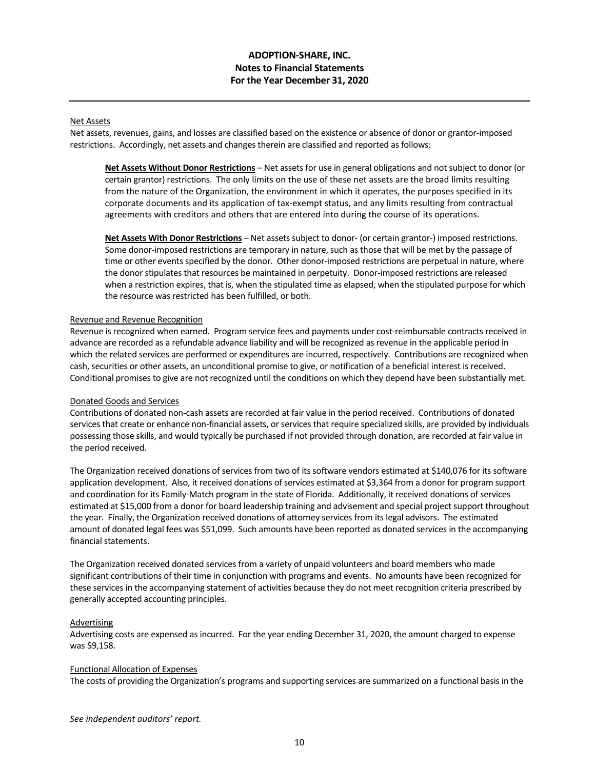Net Assets

Net assets, revenues, gains, and losses are classified based on the existence or absence of donor or grantor-imposed restrictions. Accordingly, net assets and changes therein are classified and reported as follows:

> **Net Assets Without Donor Restrictions** – Net assets for use in general obligations and not subject to donor (or certain grantor) restrictions. The only limits on the use of these net assets are the broad limits resulting from the nature of the Organization, the environment in which it operates, the purposes specified in its corporate documents and its application of tax-exempt status, and any limits resulting from contractual agreements with creditors and others that are entered into during the course of its operations.
>
> **Net Assets With Donor Restrictions** – Net assets subject to donor- (or certain grantor-) imposed restrictions. Some donor-imposed restrictions are temporary in nature, such as those that will be met by the passage of time or other events specified by the donor. Other donor-imposed restrictions are perpetual in nature, where the donor stipulates that resources be maintained in perpetuity. Donor-imposed restrictions are released when a restriction expires, that is, when the stipulated time as elapsed, when the stipulated purpose for which the resource was restricted has been fulfilled, or both.

Revenue and Revenue Recognition

Revenue is recognized when earned. Program service fees and payments under cost-reimbursable contracts received in advance are recorded as a refundable advance liability and will be recognized as revenue in the applicable period in which the related services are performed or expenditures are incurred, respectively. Contributions are recognized when cash, securities or other assets, an unconditional promise to give, or notification of a beneficial interest is received. Conditional promises to give are not recognized until the conditions on which they depend have been substantially met.

Donated Goods and Services

Contributions of donated non-cash assets are recorded at fair value in the period received. Contributions of donated services that create or enhance non-financial assets, or services that require specialized skills, are provided by individuals possessing those skills, and would typically be purchased if not provided through donation, are recorded at fair value in the period received.

The Organization received donations of services from two of its software vendors estimated at $140,076 for its software application development. Also, it received donations of services estimated at $3,364 from a donor for program support and coordination for its Family-Match program in the state of Florida. Additionally, it received donations of services estimated at $15,000 from a donor for board leadership training and advisement and special project support throughout the year. Finally, the Organization received donations of attorney services from its legal advisors. The estimated amount of donated legal fees was $51,099. Such amounts have been reported as donated services in the accompanying financial statements.

The Organization received donated services from a variety of unpaid volunteers and board members who made significant contributions of their time in conjunction with programs and events. No amounts have been recognized for these services in the accompanying statement of activities because they do not meet recognition criteria prescribed by generally accepted accounting principles.

Advertising

Advertising costs are expensed as incurred. For the year ending December 31, 2020, the amount charged to expense was $9,158.

Functional Allocation of Expenses

The costs of providing the Organization's programs and supporting services are summarized on a functional basis in the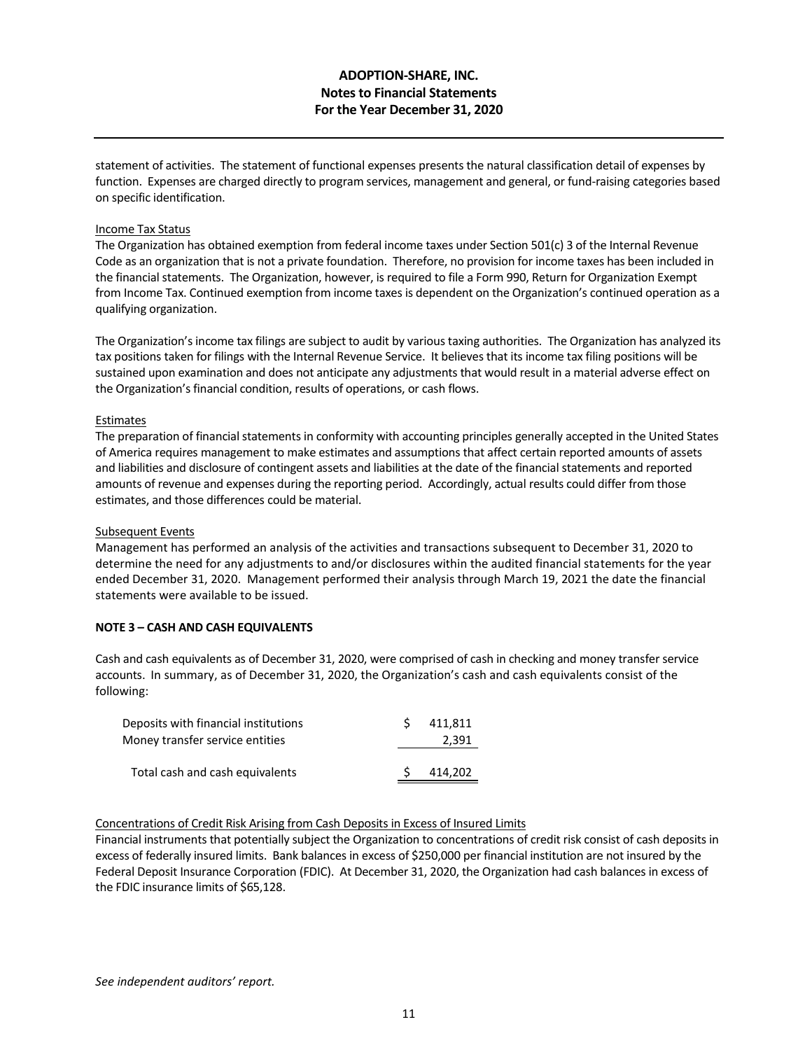statement of activities. The statement of functional expenses presents the natural classification detail of expenses by function. Expenses are charged directly to program services, management and general, or fund-raising categories based on specific identification.

Income Tax Status

The Organization has obtained exemption from federal income taxes under Section 501(c) 3 of the Internal Revenue Code as an organization that is not a private foundation. Therefore, no provision for income taxes has been included in the financial statements. The Organization, however, is required to file a Form 990, Return for Organization Exempt from Income Tax. Continued exemption from income taxes is dependent on the Organization's continued operation as a qualifying organization.

The Organization's income tax filings are subject to audit by various taxing authorities. The Organization has analyzed its tax positions taken for filings with the Internal Revenue Service. It believes that its income tax filing positions will be sustained upon examination and does not anticipate any adjustments that would result in a material adverse effect on the Organization's financial condition, results of operations, or cash flows.

Estimates

The preparation of financial statements in conformity with accounting principles generally accepted in the United States of America requires management to make estimates and assumptions that affect certain reported amounts of assets and liabilities and disclosure of contingent assets and liabilities at the date of the financial statements and reported amounts of revenue and expenses during the reporting period. Accordingly, actual results could differ from those estimates, and those differences could be material.

Subsequent Events

Management has performed an analysis of the activities and transactions subsequent to December 31, 2020 to determine the need for any adjustments to and/or disclosures within the audited financial statements for the year ended December 31, 2020. Management performed their analysis through March 19, 2021 the date the financial statements were available to be issued.

**NOTE 3 – CASH AND CASH EQUIVALENTS**

Cash and cash equivalents as of December 31, 2020, were comprised of cash in checking and money transfer service accounts. In summary, as of December 31, 2020, the Organization's cash and cash equivalents consist of the following:

| | |
|---|---|
| Deposits with financial institutions | $ 411,811 |
| Money transfer service entities | 2,391 |
| Total cash and cash equivalents | $ 414,202 |

Concentrations of Credit Risk Arising from Cash Deposits in Excess of Insured Limits

Financial instruments that potentially subject the Organization to concentrations of credit risk consist of cash deposits in excess of federally insured limits. Bank balances in excess of $250,000 per financial institution are not insured by the Federal Deposit Insurance Corporation (FDIC). At December 31, 2020, the Organization had cash balances in excess of the FDIC insurance limits of $65,128.

*See independent auditors' report.*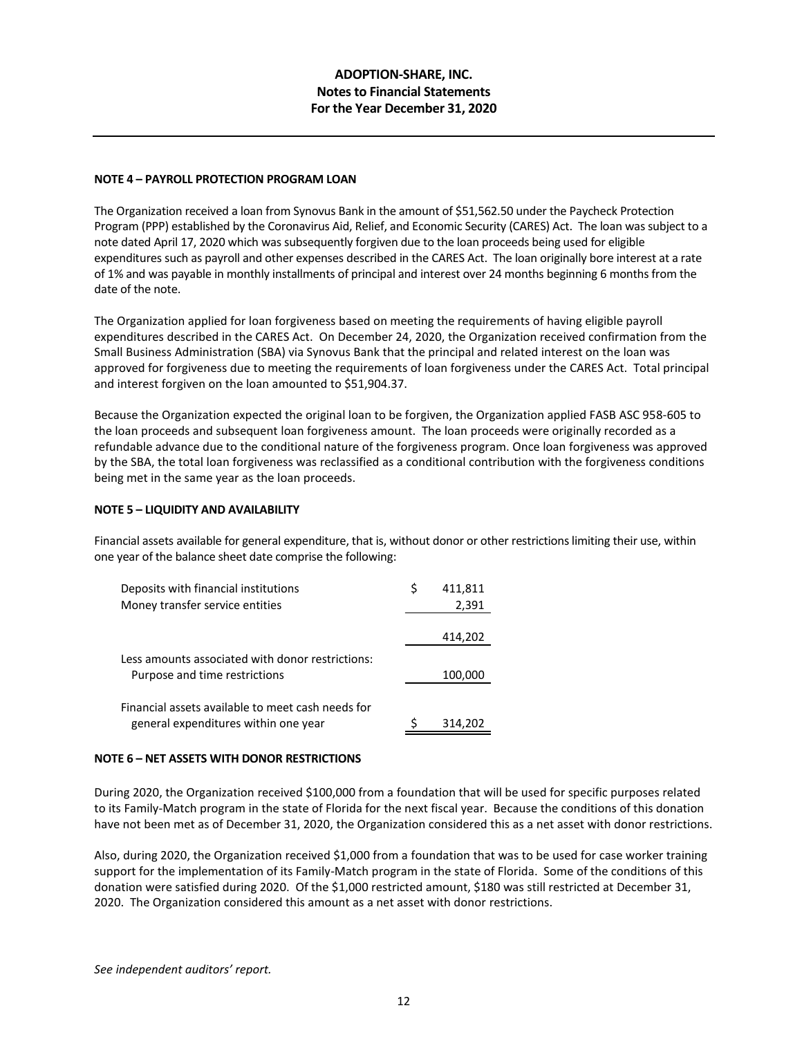**ADOPTION-SHARE, INC.**
**Notes to Financial Statements**
**For the Year December 31, 2020**

**NOTE 4 – PAYROLL PROTECTION PROGRAM LOAN**

The Organization received a loan from Synovus Bank in the amount of $51,562.50 under the Paycheck Protection Program (PPP) established by the Coronavirus Aid, Relief, and Economic Security (CARES) Act. The loan was subject to a note dated April 17, 2020 which was subsequently forgiven due to the loan proceeds being used for eligible expenditures such as payroll and other expenses described in the CARES Act. The loan originally bore interest at a rate of 1% and was payable in monthly installments of principal and interest over 24 months beginning 6 months from the date of the note.

The Organization applied for loan forgiveness based on meeting the requirements of having eligible payroll expenditures described in the CARES Act. On December 24, 2020, the Organization received confirmation from the Small Business Administration (SBA) via Synovus Bank that the principal and related interest on the loan was approved for forgiveness due to meeting the requirements of loan forgiveness under the CARES Act. Total principal and interest forgiven on the loan amounted to $51,904.37.

Because the Organization expected the original loan to be forgiven, the Organization applied FASB ASC 958-605 to the loan proceeds and subsequent loan forgiveness amount. The loan proceeds were originally recorded as a refundable advance due to the conditional nature of the forgiveness program. Once loan forgiveness was approved by the SBA, the total loan forgiveness was reclassified as a conditional contribution with the forgiveness conditions being met in the same year as the loan proceeds.

**NOTE 5 – LIQUIDITY AND AVAILABILITY**

Financial assets available for general expenditure, that is, without donor or other restrictions limiting their use, within one year of the balance sheet date comprise the following:

| | |
|---|---|
| Deposits with financial institutions | $ 411,811 |
| Money transfer service entities | 2,391 |
| | 414,202 |
| Less amounts associated with donor restrictions: | |
| Purpose and time restrictions | 100,000 |
| Financial assets available to meet cash needs for general expenditures within one year | $ 314,202 |

**NOTE 6 – NET ASSETS WITH DONOR RESTRICTIONS**

During 2020, the Organization received $100,000 from a foundation that will be used for specific purposes related to its Family-Match program in the state of Florida for the next fiscal year. Because the conditions of this donation have not been met as of December 31, 2020, the Organization considered this as a net asset with donor restrictions.

Also, during 2020, the Organization received $1,000 from a foundation that was to be used for case worker training support for the implementation of its Family-Match program in the state of Florida. Some of the conditions of this donation were satisfied during 2020. Of the $1,000 restricted amount, $180 was still restricted at December 31, 2020. The Organization considered this amount as a net asset with donor restrictions.

*See independent auditors' report.*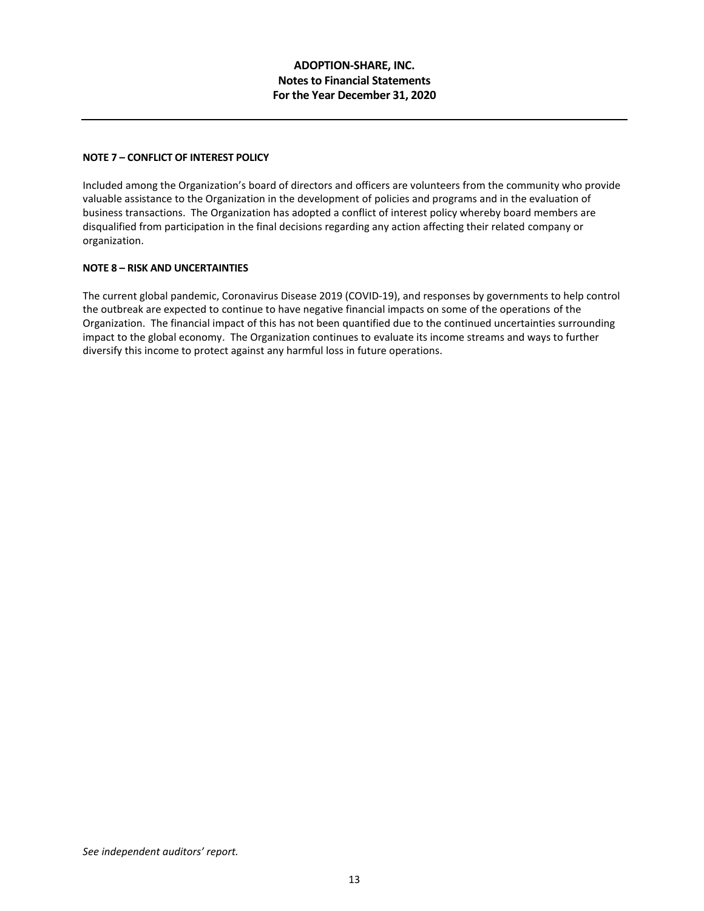**NOTE 7 – CONFLICT OF INTEREST POLICY**

Included among the Organization's board of directors and officers are volunteers from the community who provide valuable assistance to the Organization in the development of policies and programs and in the evaluation of business transactions. The Organization has adopted a conflict of interest policy whereby board members are disqualified from participation in the final decisions regarding any action affecting their related company or organization.

**NOTE 8 – RISK AND UNCERTAINTIES**

The current global pandemic, Coronavirus Disease 2019 (COVID-19), and responses by governments to help control the outbreak are expected to continue to have negative financial impacts on some of the operations of the Organization. The financial impact of this has not been quantified due to the continued uncertainties surrounding impact to the global economy. The Organization continues to evaluate its income streams and ways to further diversify this income to protect against any harmful loss in future operations.

*See independent auditors' report.*